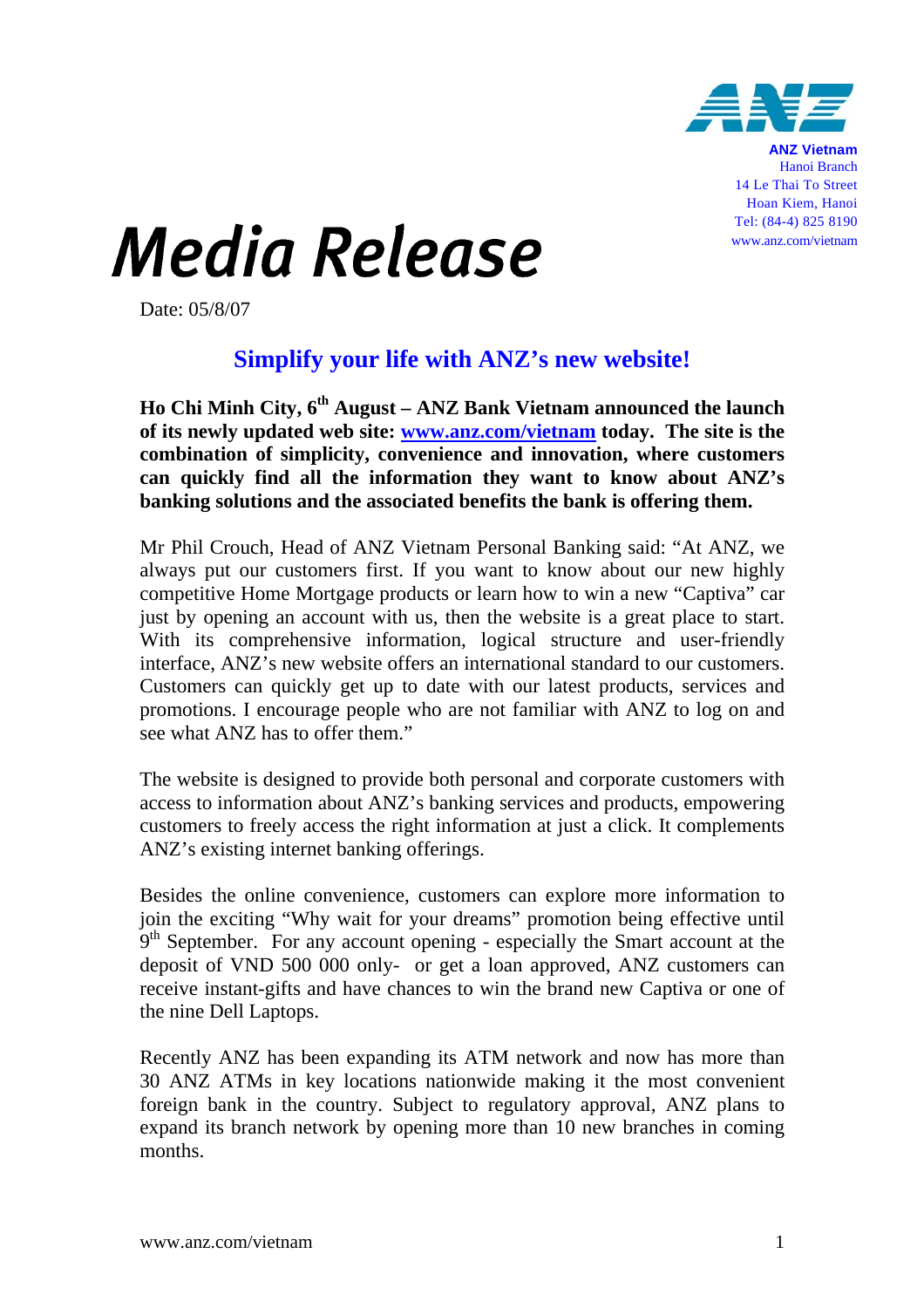ANZ Vietnam
Hanoi Branch
14 Le Thai To Street
Hoan Kiem, Hanoi
Tel: (84-4) 825 8190
www.anz.com/vietnam

# Media Release

Date: 05/8/07

## Simplify your life with ANZ's new website!

**Ho Chi Minh City, 6th August – ANZ Bank Vietnam announced the launch of its newly updated web site: www.anz.com/vietnam today. The site is the combination of simplicity, convenience and innovation, where customers can quickly find all the information they want to know about ANZ's banking solutions and the associated benefits the bank is offering them.**

Mr Phil Crouch, Head of ANZ Vietnam Personal Banking said: "At ANZ, we always put our customers first. If you want to know about our new highly competitive Home Mortgage products or learn how to win a new "Captiva" car just by opening an account with us, then the website is a great place to start. With its comprehensive information, logical structure and user-friendly interface, ANZ's new website offers an international standard to our customers. Customers can quickly get up to date with our latest products, services and promotions. I encourage people who are not familiar with ANZ to log on and see what ANZ has to offer them."

The website is designed to provide both personal and corporate customers with access to information about ANZ's banking services and products, empowering customers to freely access the right information at just a click. It complements ANZ's existing internet banking offerings.

Besides the online convenience, customers can explore more information to join the exciting "Why wait for your dreams" promotion being effective until 9th September. For any account opening - especially the Smart account at the deposit of VND 500 000 only- or get a loan approved, ANZ customers can receive instant-gifts and have chances to win the brand new Captiva or one of the nine Dell Laptops.

Recently ANZ has been expanding its ATM network and now has more than 30 ANZ ATMs in key locations nationwide making it the most convenient foreign bank in the country. Subject to regulatory approval, ANZ plans to expand its branch network by opening more than 10 new branches in coming months.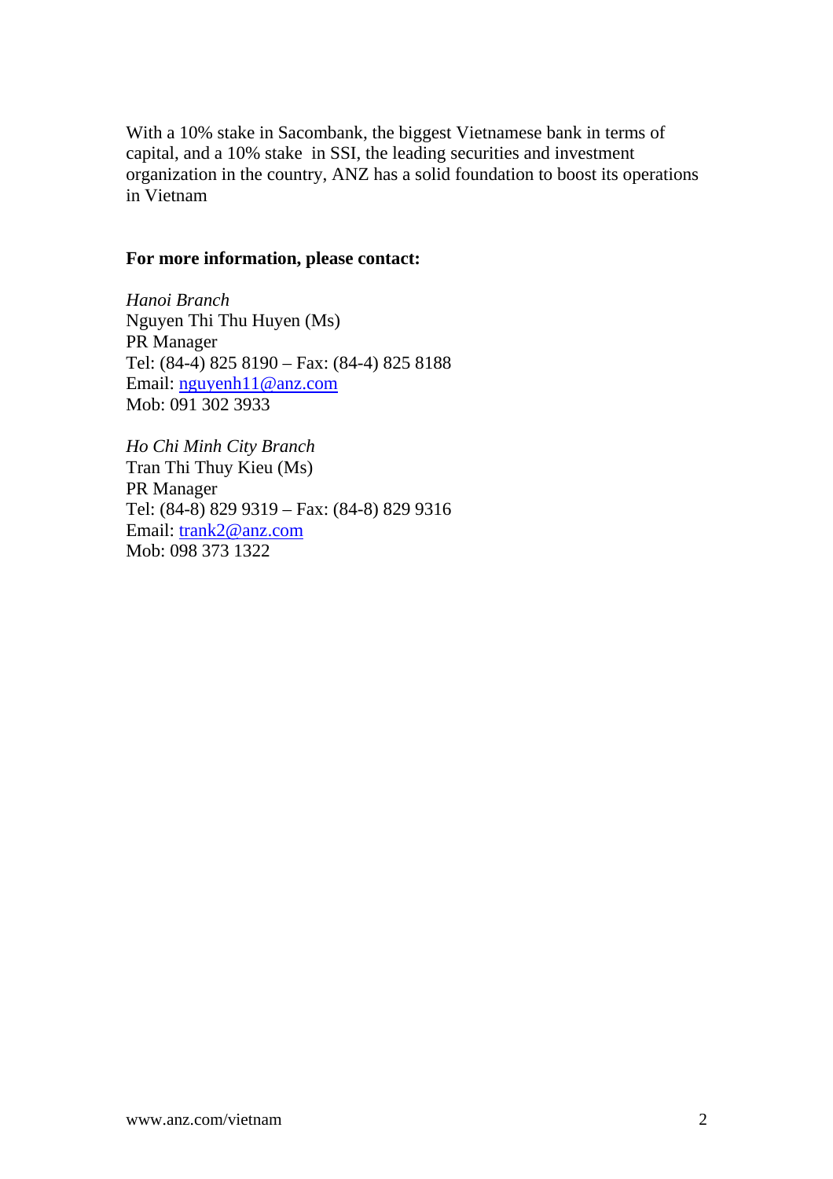With a 10% stake in Sacombank, the biggest Vietnamese bank in terms of capital, and a 10% stake in SSI, the leading securities and investment organization in the country, ANZ has a solid foundation to boost its operations in Vietnam

**For more information, please contact:**

*Hanoi Branch*
Nguyen Thi Thu Huyen (Ms)
PR Manager
Tel: (84-4) 825 8190 – Fax: (84-4) 825 8188
Email: nguyenh11@anz.com
Mob: 091 302 3933

*Ho Chi Minh City Branch*
Tran Thi Thuy Kieu (Ms)
PR Manager
Tel: (84-8) 829 9319 – Fax: (84-8) 829 9316
Email: trank2@anz.com
Mob: 098 373 1322